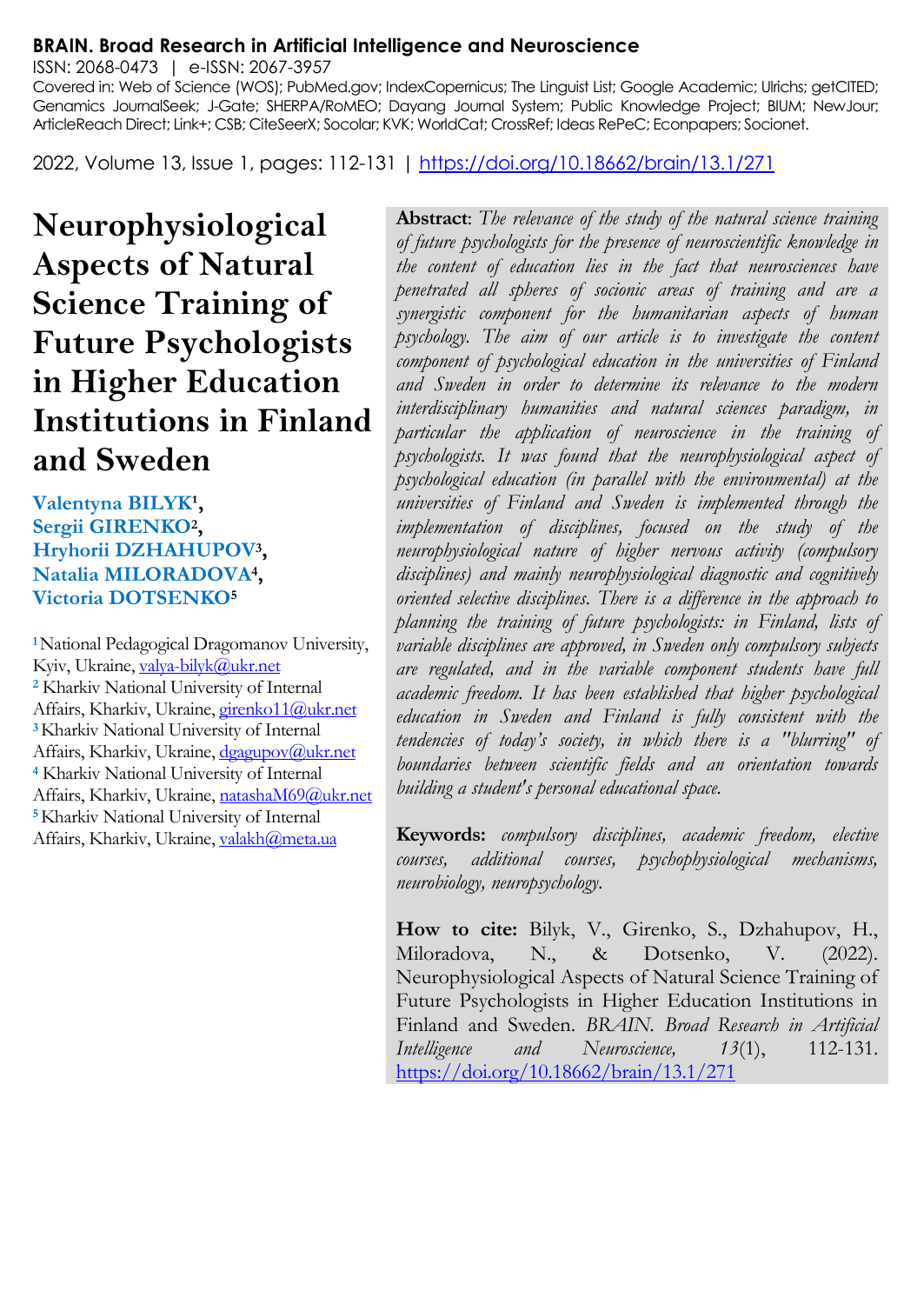**BRAIN. Broad Research in Artificial Intelligence and Neuroscience**

ISSN: 2068-0473 | e-ISSN: 2067-3957

Covered in: Web of Science (WOS); PubMed.gov; IndexCopernicus; The Linguist List; Google Academic; Ulrichs; getCITED; Genamics JournalSeek; J-Gate; SHERPA/RoMEO; Dayang Journal System; Public Knowledge Project; BIUM; NewJour; ArticleReach Direct; Link+; CSB; CiteSeerX; Socolar; KVK; WorldCat; CrossRef; Ideas RePeC; Econpapers; Socionet.

2022, Volume 13, Issue 1, pages: 112-131 | https://doi.org/10.18662/brain/13.1/271

# Neurophysiological Aspects of Natural Science Training of Future Psychologists in Higher Education Institutions in Finland and Sweden

**Valentyna BILYK[1], Sergii GIRENKO[2], Hryhorii DZHAHUPOV[3], Natalia MILORADOVA[4], Victoria DOTSENKO[5]**

[1] National Pedagogical Dragomanov University, Kyiv, Ukraine, valya-bilyk@ukr.net

[2] Kharkiv National University of Internal Affairs, Kharkiv, Ukraine, girenko11@ukr.net

[3] Kharkiv National University of Internal Affairs, Kharkiv, Ukraine, dgagupov@ukr.net

[4] Kharkiv National University of Internal Affairs, Kharkiv, Ukraine, natashaM69@ukr.net

[5] Kharkiv National University of Internal Affairs, Kharkiv, Ukraine, valakh@meta.ua

**Abstract**: *The relevance of the study of the natural science training of future psychologists for the presence of neuroscientific knowledge in the content of education lies in the fact that neurosciences have penetrated all spheres of socionic areas of training and are a synergistic component for the humanitarian aspects of human psychology. The aim of our article is to investigate the content component of psychological education in the universities of Finland and Sweden in order to determine its relevance to the modern interdisciplinary humanities and natural sciences paradigm, in particular the application of neuroscience in the training of psychologists. It was found that the neurophysiological aspect of psychological education (in parallel with the environmental) at the universities of Finland and Sweden is implemented through the implementation of disciplines, focused on the study of the neurophysiological nature of higher nervous activity (compulsory disciplines) and mainly neurophysiological diagnostic and cognitively oriented selective disciplines. There is a difference in the approach to planning the training of future psychologists: in Finland, lists of variable disciplines are approved, in Sweden only compulsory subjects are regulated, and in the variable component students have full academic freedom. It has been established that higher psychological education in Sweden and Finland is fully consistent with the tendencies of today's society, in which there is a "blurring" of boundaries between scientific fields and an orientation towards building a student's personal educational space.*

**Keywords:** *compulsory disciplines, academic freedom, elective courses, additional courses, psychophysiological mechanisms, neurobiology, neuropsychology.*

**How to cite:** Bilyk, V., Girenko, S., Dzhahupov, H., Miloradova, N., & Dotsenko, V. (2022). Neurophysiological Aspects of Natural Science Training of Future Psychologists in Higher Education Institutions in Finland and Sweden. *BRAIN. Broad Research in Artificial Intelligence and Neuroscience, 13*(1), 112-131. https://doi.org/10.18662/brain/13.1/271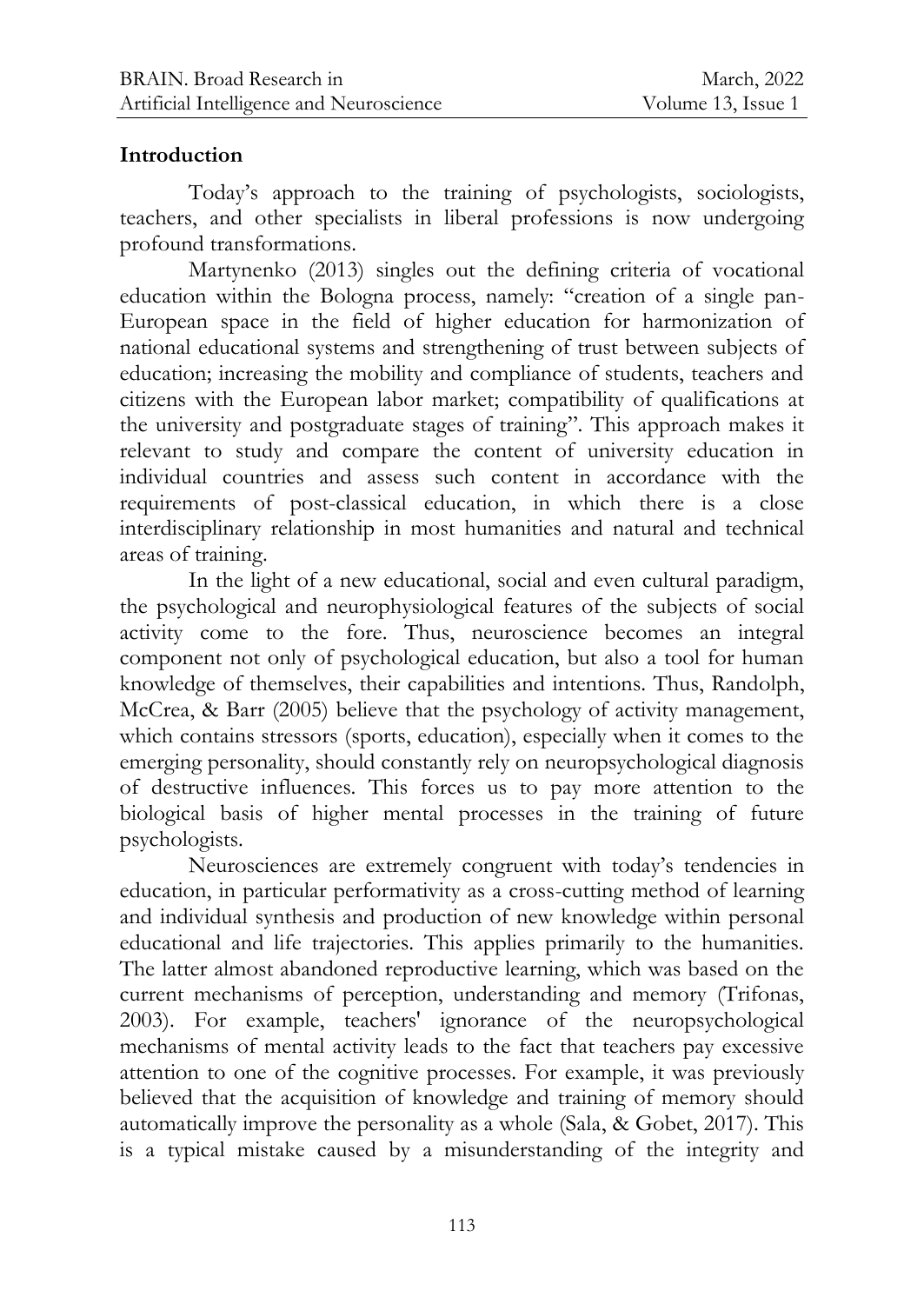## Introduction

Today's approach to the training of psychologists, sociologists, teachers, and other specialists in liberal professions is now undergoing profound transformations.

Martynenko (2013) singles out the defining criteria of vocational education within the Bologna process, namely: "creation of a single pan-European space in the field of higher education for harmonization of national educational systems and strengthening of trust between subjects of education; increasing the mobility and compliance of students, teachers and citizens with the European labor market; compatibility of qualifications at the university and postgraduate stages of training". This approach makes it relevant to study and compare the content of university education in individual countries and assess such content in accordance with the requirements of post-classical education, in which there is a close interdisciplinary relationship in most humanities and natural and technical areas of training.

In the light of a new educational, social and even cultural paradigm, the psychological and neurophysiological features of the subjects of social activity come to the fore. Thus, neuroscience becomes an integral component not only of psychological education, but also a tool for human knowledge of themselves, their capabilities and intentions. Thus, Randolph, McCrea, & Barr (2005) believe that the psychology of activity management, which contains stressors (sports, education), especially when it comes to the emerging personality, should constantly rely on neuropsychological diagnosis of destructive influences. This forces us to pay more attention to the biological basis of higher mental processes in the training of future psychologists.

Neurosciences are extremely congruent with today's tendencies in education, in particular performativity as a cross-cutting method of learning and individual synthesis and production of new knowledge within personal educational and life trajectories. This applies primarily to the humanities. The latter almost abandoned reproductive learning, which was based on the current mechanisms of perception, understanding and memory (Trifonas, 2003). For example, teachers' ignorance of the neuropsychological mechanisms of mental activity leads to the fact that teachers pay excessive attention to one of the cognitive processes. For example, it was previously believed that the acquisition of knowledge and training of memory should automatically improve the personality as a whole (Sala, & Gobet, 2017). This is a typical mistake caused by a misunderstanding of the integrity and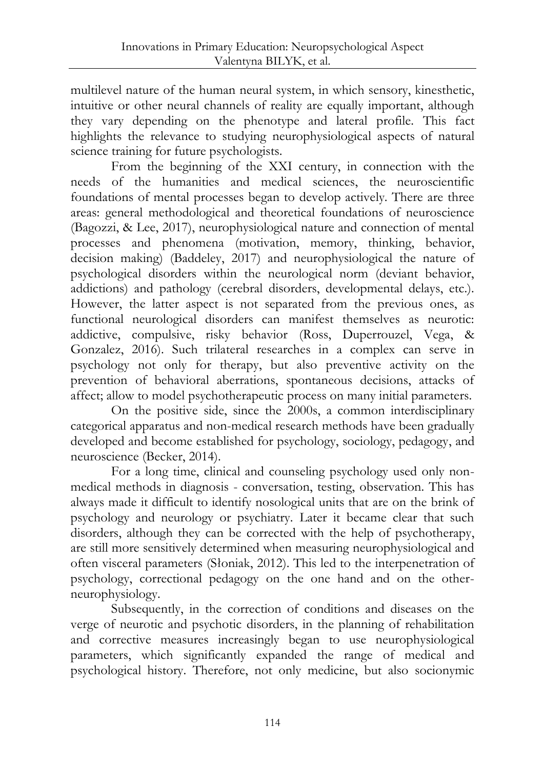multilevel nature of the human neural system, in which sensory, kinesthetic, intuitive or other neural channels of reality are equally important, although they vary depending on the phenotype and lateral profile. This fact highlights the relevance to studying neurophysiological aspects of natural science training for future psychologists.

From the beginning of the XXI century, in connection with the needs of the humanities and medical sciences, the neuroscientific foundations of mental processes began to develop actively. There are three areas: general methodological and theoretical foundations of neuroscience (Bagozzi, & Lee, 2017), neurophysiological nature and connection of mental processes and phenomena (motivation, memory, thinking, behavior, decision making) (Baddeley, 2017) and neurophysiological the nature of psychological disorders within the neurological norm (deviant behavior, addictions) and pathology (cerebral disorders, developmental delays, etc.). However, the latter aspect is not separated from the previous ones, as functional neurological disorders can manifest themselves as neurotic: addictive, compulsive, risky behavior (Ross, Duperrouzel, Vega, & Gonzalez, 2016). Such trilateral researches in a complex can serve in psychology not only for therapy, but also preventive activity on the prevention of behavioral aberrations, spontaneous decisions, attacks of affect; allow to model psychotherapeutic process on many initial parameters.

On the positive side, since the 2000s, a common interdisciplinary categorical apparatus and non-medical research methods have been gradually developed and become established for psychology, sociology, pedagogy, and neuroscience (Becker, 2014).

For a long time, clinical and counseling psychology used only non-medical methods in diagnosis - conversation, testing, observation. This has always made it difficult to identify nosological units that are on the brink of psychology and neurology or psychiatry. Later it became clear that such disorders, although they can be corrected with the help of psychotherapy, are still more sensitively determined when measuring neurophysiological and often visceral parameters (Słoniak, 2012). This led to the interpenetration of psychology, correctional pedagogy on the one hand and on the other- neurophysiology.

Subsequently, in the correction of conditions and diseases on the verge of neurotic and psychotic disorders, in the planning of rehabilitation and corrective measures increasingly began to use neurophysiological parameters, which significantly expanded the range of medical and psychological history. Therefore, not only medicine, but also socionymic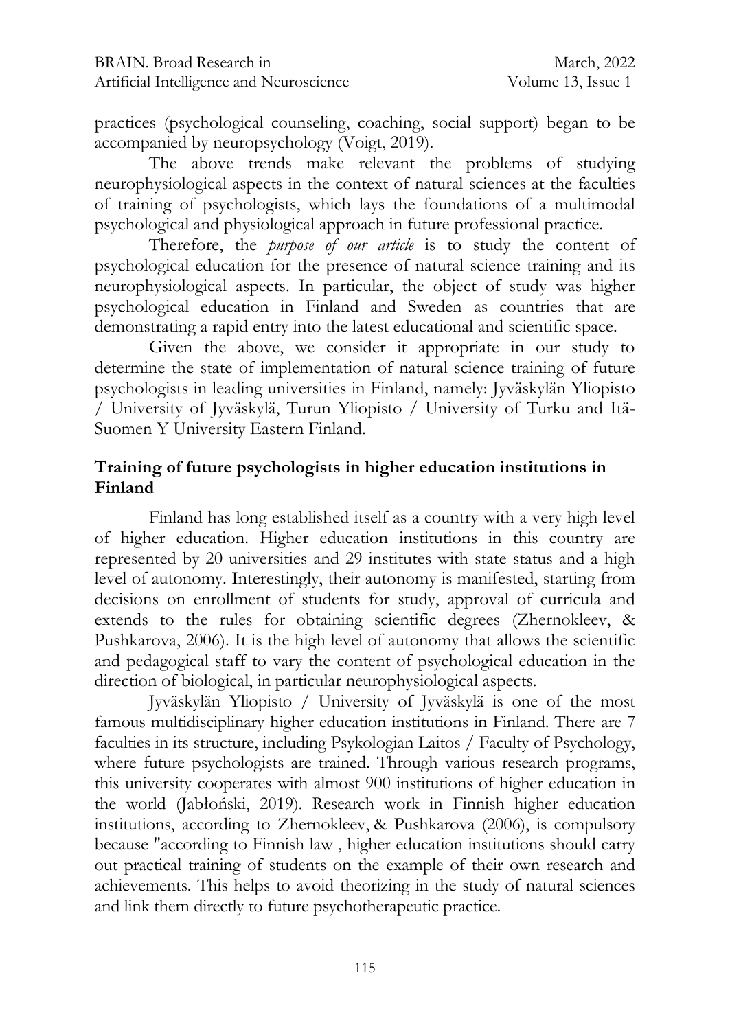practices (psychological counseling, coaching, social support) began to be accompanied by neuropsychology (Voigt, 2019).

The above trends make relevant the problems of studying neurophysiological aspects in the context of natural sciences at the faculties of training of psychologists, which lays the foundations of a multimodal psychological and physiological approach in future professional practice.

Therefore, the *purpose of our article* is to study the content of psychological education for the presence of natural science training and its neurophysiological aspects. In particular, the object of study was higher psychological education in Finland and Sweden as countries that are demonstrating a rapid entry into the latest educational and scientific space.

Given the above, we consider it appropriate in our study to determine the state of implementation of natural science training of future psychologists in leading universities in Finland, namely: Jyväskylän Yliopisto / University of Jyväskylä, Turun Yliopisto / University of Turku and Itä-Suomen Y University Eastern Finland.

## Training of future psychologists in higher education institutions in Finland

Finland has long established itself as a country with a very high level of higher education. Higher education institutions in this country are represented by 20 universities and 29 institutes with state status and a high level of autonomy. Interestingly, their autonomy is manifested, starting from decisions on enrollment of students for study, approval of curricula and extends to the rules for obtaining scientific degrees (Zhernokleev, & Pushkarova, 2006). It is the high level of autonomy that allows the scientific and pedagogical staff to vary the content of psychological education in the direction of biological, in particular neurophysiological aspects.

Jyväskylän Yliopisto / University of Jyväskylä is one of the most famous multidisciplinary higher education institutions in Finland. There are 7 faculties in its structure, including Psykologian Laitos / Faculty of Psychology, where future psychologists are trained. Through various research programs, this university cooperates with almost 900 institutions of higher education in the world (Jabłoński, 2019). Research work in Finnish higher education institutions, according to Zhernokleev, & Pushkarova (2006), is compulsory because "according to Finnish law , higher education institutions should carry out practical training of students on the example of their own research and achievements. This helps to avoid theorizing in the study of natural sciences and link them directly to future psychotherapeutic practice.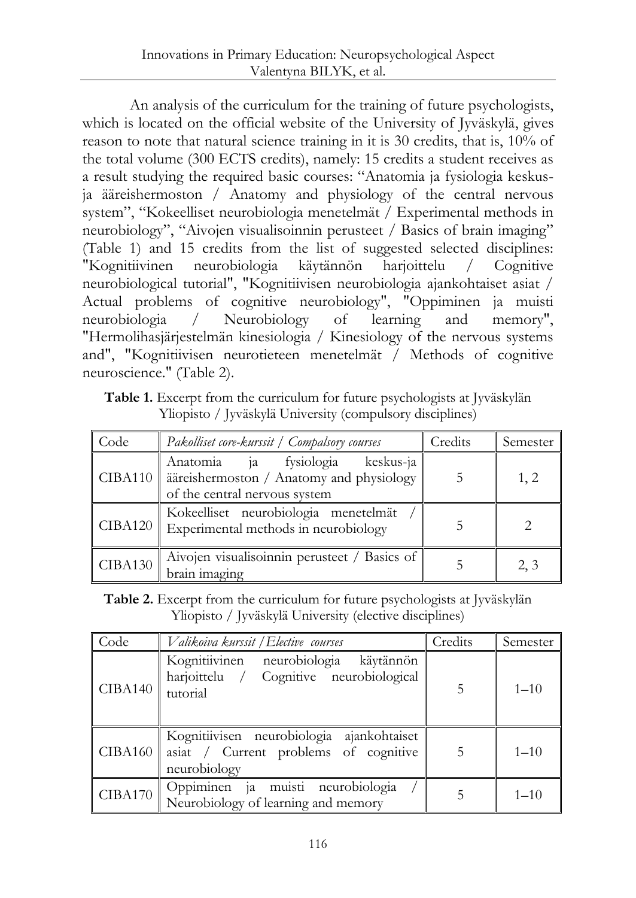An analysis of the curriculum for the training of future psychologists, which is located on the official website of the University of Jyväskylä, gives reason to note that natural science training in it is 30 credits, that is, 10% of the total volume (300 ECTS credits), namely: 15 credits a student receives as a result studying the required basic courses: "Anatomia ja fysiologia keskus- ja ääreishermoston / Anatomy and physiology of the central nervous system", "Kokeelliset neurobiologia menetelmät / Experimental methods in neurobiology", "Aivojen visualisoinnin perusteet / Basics of brain imaging" (Table 1) and 15 credits from the list of suggested selected disciplines: "Kognitiivinen neurobiologia käytännön harjoittelu / Cognitive neurobiological tutorial", "Kognitiivisen neurobiologia ajankohtaiset asiat / Actual problems of cognitive neurobiology", "Oppiminen ja muisti neurobiologia / Neurobiology of learning and memory", "Hermolihasjärjestelmän kinesiologia / Kinesiology of the nervous systems and", "Kognitiivisen neurotieteen menetelmät / Methods of cognitive neuroscience." (Table 2).

**Table 1.** Excerpt from the curriculum for future psychologists at Jyväskylän Yliopisto / Jyväskylä University (compulsory disciplines)

| Code | *Pakolliset core-kurssit / Compalsory courses* | Credits | Semester |
|---|---|---|---|
| CIBA110 | Anatomia ja fysiologia keskus-ja ääreishermoston / Anatomy and physiology of the central nervous system | 5 | 1, 2 |
| CIBA120 | Kokeelliset neurobiologia menetelmät / Experimental methods in neurobiology | 5 | 2 |
| CIBA130 | Aivojen visualisoinnin perusteet / Basics of brain imaging | 5 | 2, 3 |

**Table 2.** Excerpt from the curriculum for future psychologists at Jyväskylän Yliopisto / Jyväskylä University (elective disciplines)

| Code | *Valikoiva kurssit / Elective courses* | Credits | Semester |
|---|---|---|---|
| CIBA140 | Kognitiivinen neurobiologia käytännön harjoittelu / Cognitive neurobiological tutorial | 5 | 1–10 |
| CIBA160 | Kognitiivisen neurobiologia ajankohtaiset asiat / Current problems of cognitive neurobiology | 5 | 1–10 |
| CIBA170 | Oppiminen ja muisti neurobiologia / Neurobiology of learning and memory | 5 | 1–10 |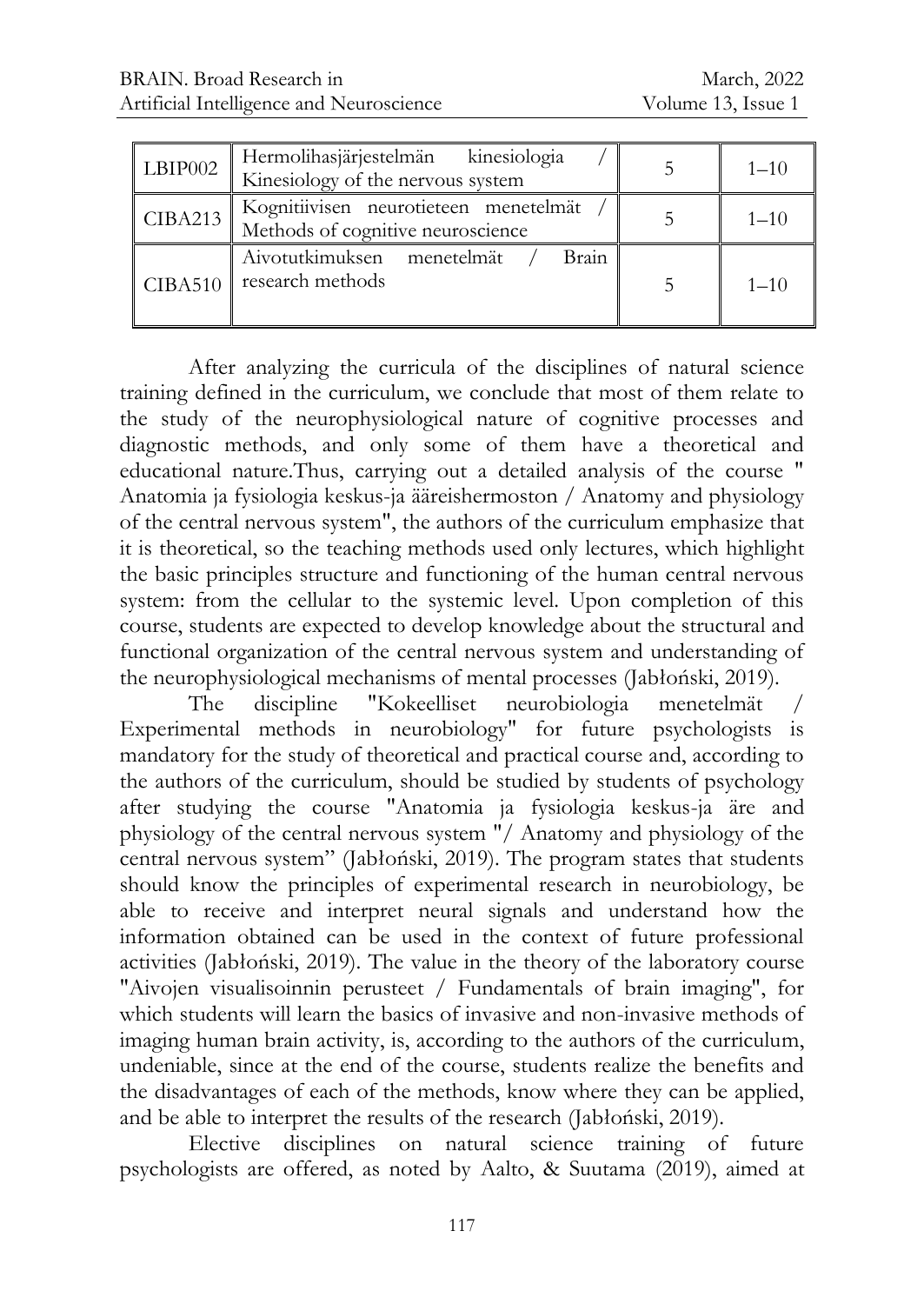| | | | |
|---|---|---|---|
| LBIP002 | Hermolihasjärjestelmän kinesiologia / Kinesiology of the nervous system | 5 | 1–10 |
| CIBA213 | Kognitiivisen neurotieteen menetelmät / Methods of cognitive neuroscience | 5 | 1–10 |
| CIBA510 | Aivotutkimuksen menetelmät / Brain research methods | 5 | 1–10 |

After analyzing the curricula of the disciplines of natural science training defined in the curriculum, we conclude that most of them relate to the study of the neurophysiological nature of cognitive processes and diagnostic methods, and only some of them have a theoretical and educational nature.Thus, carrying out a detailed analysis of the course " Anatomia ja fysiologia keskus-ja ääreishermoston / Anatomy and physiology of the central nervous system", the authors of the curriculum emphasize that it is theoretical, so the teaching methods used only lectures, which highlight the basic principles structure and functioning of the human central nervous system: from the cellular to the systemic level. Upon completion of this course, students are expected to develop knowledge about the structural and functional organization of the central nervous system and understanding of the neurophysiological mechanisms of mental processes (Jabłoński, 2019).

The discipline "Kokeelliset neurobiologia menetelmät / Experimental methods in neurobiology" for future psychologists is mandatory for the study of theoretical and practical course and, according to the authors of the curriculum, should be studied by students of psychology after studying the course "Anatomia ja fysiologia keskus-ja äre and physiology of the central nervous system "/ Anatomy and physiology of the central nervous system" (Jabłoński, 2019). The program states that students should know the principles of experimental research in neurobiology, be able to receive and interpret neural signals and understand how the information obtained can be used in the context of future professional activities (Jabłoński, 2019). The value in the theory of the laboratory course "Aivojen visualisoinnin perusteet / Fundamentals of brain imaging", for which students will learn the basics of invasive and non-invasive methods of imaging human brain activity, is, according to the authors of the curriculum, undeniable, since at the end of the course, students realize the benefits and the disadvantages of each of the methods, know where they can be applied, and be able to interpret the results of the research (Jabłoński, 2019).

Elective disciplines on natural science training of future psychologists are offered, as noted by Aalto, & Suutama (2019), aimed at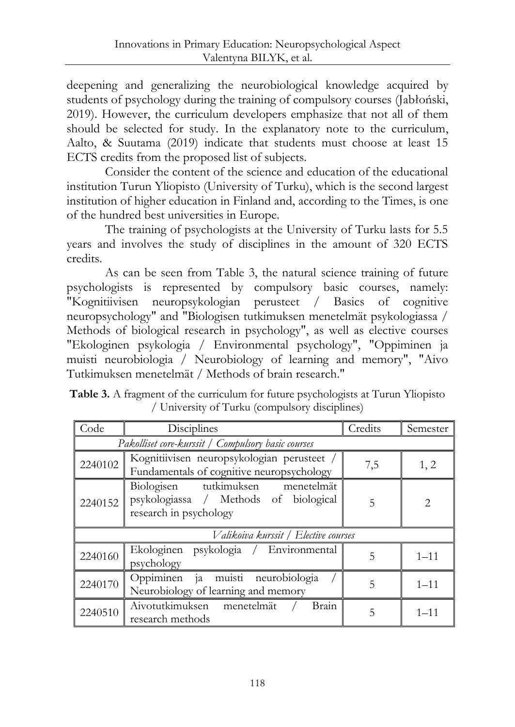deepening and generalizing the neurobiological knowledge acquired by students of psychology during the training of compulsory courses (Jabłoński, 2019). However, the curriculum developers emphasize that not all of them should be selected for study. In the explanatory note to the curriculum, Aalto, & Suutama (2019) indicate that students must choose at least 15 ECTS credits from the proposed list of subjects.

Consider the content of the science and education of the educational institution Turun Yliopisto (University of Turku), which is the second largest institution of higher education in Finland and, according to the Times, is one of the hundred best universities in Europe.

The training of psychologists at the University of Turku lasts for 5.5 years and involves the study of disciplines in the amount of 320 ECTS credits.

As can be seen from Table 3, the natural science training of future psychologists is represented by compulsory basic courses, namely: "Kognitiivisen neuropsykologian perusteet / Basics of cognitive neuropsychology" and "Biologisen tutkimuksen menetelmät psykologiassa / Methods of biological research in psychology", as well as elective courses "Ekologinen psykologia / Environmental psychology", "Oppiminen ja muisti neurobiologia / Neurobiology of learning and memory", "Aivo Tutkimuksen menetelmät / Methods of brain research."

**Table 3.** A fragment of the curriculum for future psychologists at Turun Yliopisto / University of Turku (compulsory disciplines)

| Code | Disciplines | Credits | Semester |
|---|---|---|---|
| *Pakolliset core-kurssit / Compulsory basic courses* | | | |
| 2240102 | Kognitiivisen neuropsykologian perusteet / Fundamentals of cognitive neuropsychology | 7,5 | 1, 2 |
| 2240152 | Biologisen tutkimuksen menetelmät psykologiassa / Methods of biological research in psychology | 5 | 2 |
| *Valikoiva kurssit / Elective courses* | | | |
| 2240160 | Ekologinen psykologia / Environmental psychology | 5 | 1–11 |
| 2240170 | Oppiminen ja muisti neurobiologia / Neurobiology of learning and memory | 5 | 1–11 |
| 2240510 | Aivotutkimuksen menetelmät / Brain research methods | 5 | 1–11 |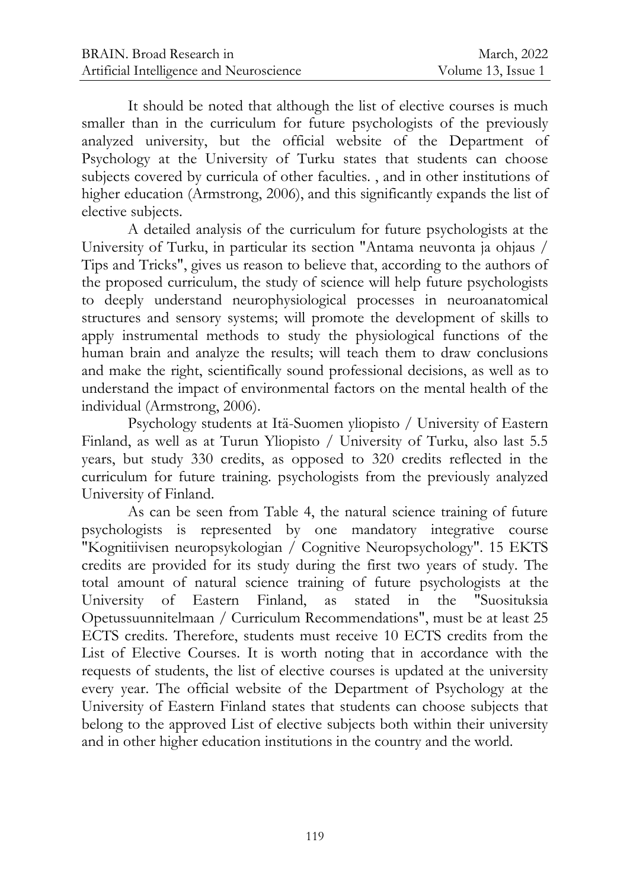It should be noted that although the list of elective courses is much smaller than in the curriculum for future psychologists of the previously analyzed university, but the official website of the Department of Psychology at the University of Turku states that students can choose subjects covered by curricula of other faculties. , and in other institutions of higher education (Armstrong, 2006), and this significantly expands the list of elective subjects.

A detailed analysis of the curriculum for future psychologists at the University of Turku, in particular its section "Antama neuvonta ja ohjaus / Tips and Tricks", gives us reason to believe that, according to the authors of the proposed curriculum, the study of science will help future psychologists to deeply understand neurophysiological processes in neuroanatomical structures and sensory systems; will promote the development of skills to apply instrumental methods to study the physiological functions of the human brain and analyze the results; will teach them to draw conclusions and make the right, scientifically sound professional decisions, as well as to understand the impact of environmental factors on the mental health of the individual (Armstrong, 2006).

Psychology students at Itä-Suomen yliopisto / University of Eastern Finland, as well as at Turun Yliopisto / University of Turku, also last 5.5 years, but study 330 credits, as opposed to 320 credits reflected in the curriculum for future training. psychologists from the previously analyzed University of Finland.

As can be seen from Table 4, the natural science training of future psychologists is represented by one mandatory integrative course "Kognitiivisen neuropsykologian / Cognitive Neuropsychology". 15 EKTS credits are provided for its study during the first two years of study. The total amount of natural science training of future psychologists at the University of Eastern Finland, as stated in the "Suosituksia Opetussuunnitelmaan / Curriculum Recommendations", must be at least 25 ECTS credits. Therefore, students must receive 10 ECTS credits from the List of Elective Courses. It is worth noting that in accordance with the requests of students, the list of elective courses is updated at the university every year. The official website of the Department of Psychology at the University of Eastern Finland states that students can choose subjects that belong to the approved List of elective subjects both within their university and in other higher education institutions in the country and the world.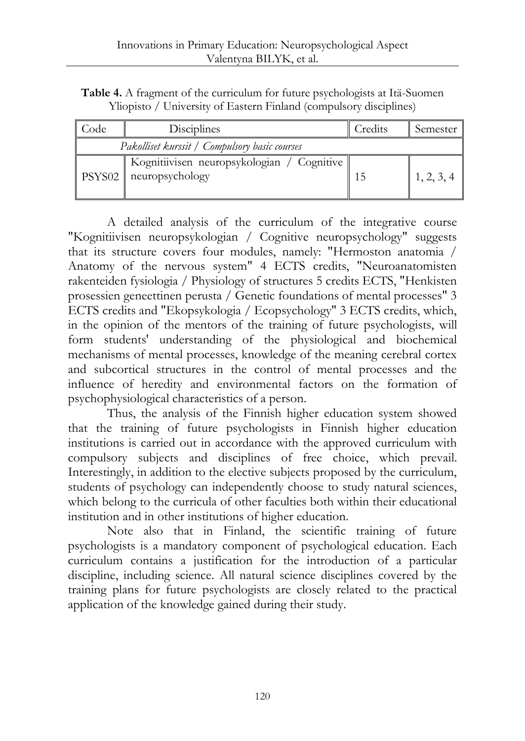**Table 4.** A fragment of the curriculum for future psychologists at Itä-Suomen Yliopisto / University of Eastern Finland (compulsory disciplines)

| Code | Disciplines | Credits | Semester |
|---|---|---|---|
| *Pakolliset kurssit / Compulsory basic courses* | | | |
| PSYS02 | Kognitiivisen neuropsykologian / Cognitive neuropsychology | 15 | 1, 2, 3, 4 |

A detailed analysis of the curriculum of the integrative course "Kognitiivisen neuropsykologian / Cognitive neuropsychology" suggests that its structure covers four modules, namely: "Hermoston anatomia / Anatomy of the nervous system" 4 ECTS credits, "Neuroanatomisten rakenteiden fysiologia / Physiology of structures 5 credits ECTS, "Henkisten prosessien geneettinen perusta / Genetic foundations of mental processes" 3 ECTS credits and "Ekopsykologia / Ecopsychology" 3 ECTS credits, which, in the opinion of the mentors of the training of future psychologists, will form students' understanding of the physiological and biochemical mechanisms of mental processes, knowledge of the meaning cerebral cortex and subcortical structures in the control of mental processes and the influence of heredity and environmental factors on the formation of psychophysiological characteristics of a person.

Thus, the analysis of the Finnish higher education system showed that the training of future psychologists in Finnish higher education institutions is carried out in accordance with the approved curriculum with compulsory subjects and disciplines of free choice, which prevail. Interestingly, in addition to the elective subjects proposed by the curriculum, students of psychology can independently choose to study natural sciences, which belong to the curricula of other faculties both within their educational institution and in other institutions of higher education.

Note also that in Finland, the scientific training of future psychologists is a mandatory component of psychological education. Each curriculum contains a justification for the introduction of a particular discipline, including science. All natural science disciplines covered by the training plans for future psychologists are closely related to the practical application of the knowledge gained during their study.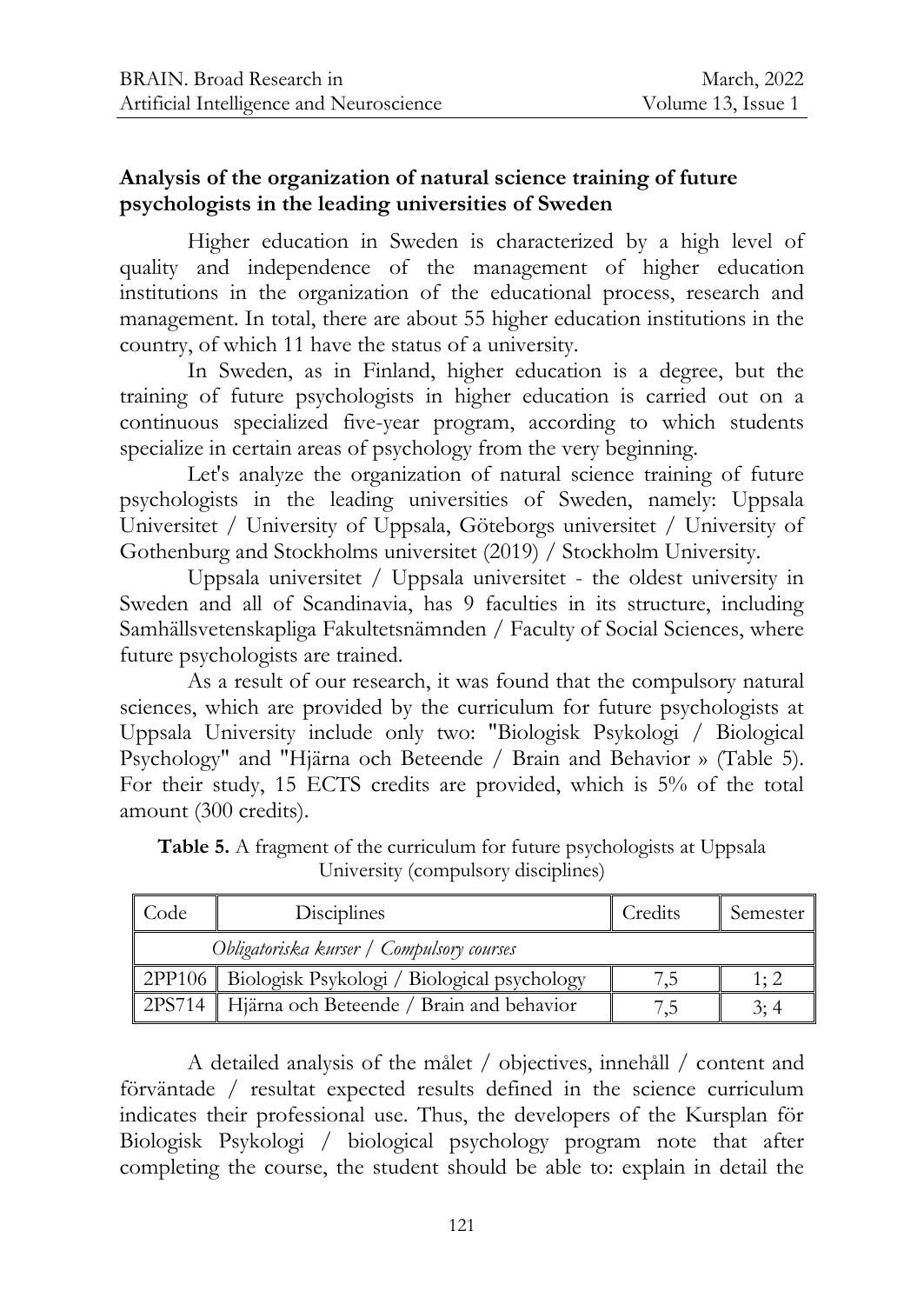**Analysis of the organization of natural science training of future psychologists in the leading universities of Sweden**

Higher education in Sweden is characterized by a high level of quality and independence of the management of higher education institutions in the organization of the educational process, research and management. In total, there are about 55 higher education institutions in the country, of which 11 have the status of a university.

In Sweden, as in Finland, higher education is a degree, but the training of future psychologists in higher education is carried out on a continuous specialized five-year program, according to which students specialize in certain areas of psychology from the very beginning.

Let's analyze the organization of natural science training of future psychologists in the leading universities of Sweden, namely: Uppsala Universitet / University of Uppsala, Göteborgs universitet / University of Gothenburg and Stockholms universitet (2019) / Stockholm University.

Uppsala universitet / Uppsala universitet - the oldest university in Sweden and all of Scandinavia, has 9 faculties in its structure, including Samhällsvetenskapliga Fakultetsnämnden / Faculty of Social Sciences, where future psychologists are trained.

As a result of our research, it was found that the compulsory natural sciences, which are provided by the curriculum for future psychologists at Uppsala University include only two: "Biologisk Psykologi / Biological Psychology" and "Hjärna och Beteende / Brain and Behavior » (Table 5). For their study, 15 ECTS credits are provided, which is 5% of the total amount (300 credits).

**Table 5.** A fragment of the curriculum for future psychologists at Uppsala University (compulsory disciplines)

| Code | Disciplines | Credits | Semester |
|---|---|---|---|
| *Obligatoriska kurser / Compulsory courses* | | | |
| 2PP106 | Biologisk Psykologi / Biological psychology | 7,5 | 1; 2 |
| 2PS714 | Hjärna och Beteende / Brain and behavior | 7,5 | 3; 4 |

A detailed analysis of the målet / objectives, innehåll / content and förväntade / resultat expected results defined in the science curriculum indicates their professional use. Thus, the developers of the Kursplan för Biologisk Psykologi / biological psychology program note that after completing the course, the student should be able to: explain in detail the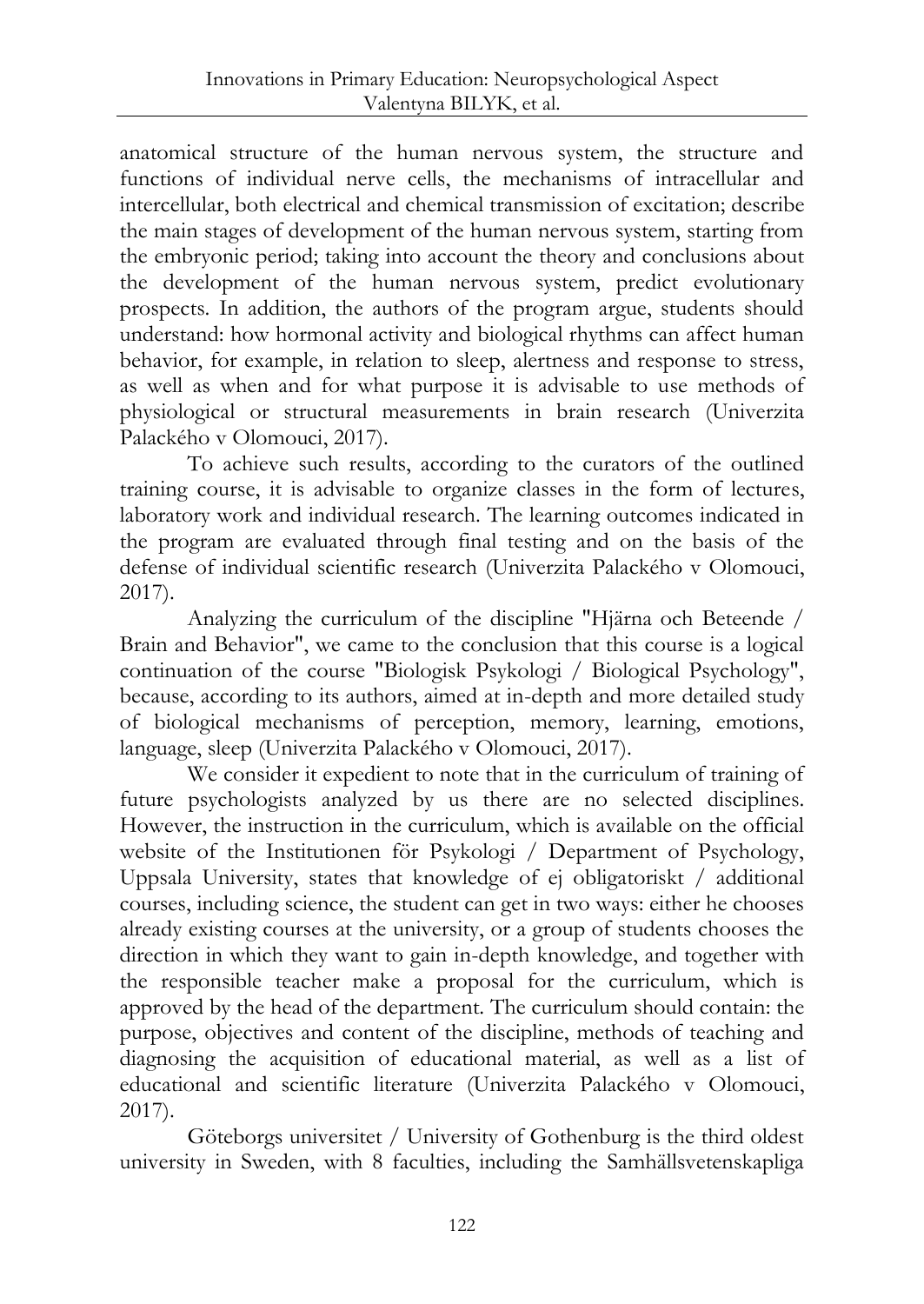anatomical structure of the human nervous system, the structure and functions of individual nerve cells, the mechanisms of intracellular and intercellular, both electrical and chemical transmission of excitation; describe the main stages of development of the human nervous system, starting from the embryonic period; taking into account the theory and conclusions about the development of the human nervous system, predict evolutionary prospects. In addition, the authors of the program argue, students should understand: how hormonal activity and biological rhythms can affect human behavior, for example, in relation to sleep, alertness and response to stress, as well as when and for what purpose it is advisable to use methods of physiological or structural measurements in brain research (Univerzita Palackého v Olomouci, 2017).

To achieve such results, according to the curators of the outlined training course, it is advisable to organize classes in the form of lectures, laboratory work and individual research. The learning outcomes indicated in the program are evaluated through final testing and on the basis of the defense of individual scientific research (Univerzita Palackého v Olomouci, 2017).

Analyzing the curriculum of the discipline "Hjärna och Beteende / Brain and Behavior", we came to the conclusion that this course is a logical continuation of the course "Biologisk Psykologi / Biological Psychology", because, according to its authors, aimed at in-depth and more detailed study of biological mechanisms of perception, memory, learning, emotions, language, sleep (Univerzita Palackého v Olomouci, 2017).

We consider it expedient to note that in the curriculum of training of future psychologists analyzed by us there are no selected disciplines. However, the instruction in the curriculum, which is available on the official website of the Institutionen för Psykologi / Department of Psychology, Uppsala University, states that knowledge of ej obligatoriskt / additional courses, including science, the student can get in two ways: either he chooses already existing courses at the university, or a group of students chooses the direction in which they want to gain in-depth knowledge, and together with the responsible teacher make a proposal for the curriculum, which is approved by the head of the department. The curriculum should contain: the purpose, objectives and content of the discipline, methods of teaching and diagnosing the acquisition of educational material, as well as a list of educational and scientific literature (Univerzita Palackého v Olomouci, 2017).

Göteborgs universitet / University of Gothenburg is the third oldest university in Sweden, with 8 faculties, including the Samhällsvetenskapliga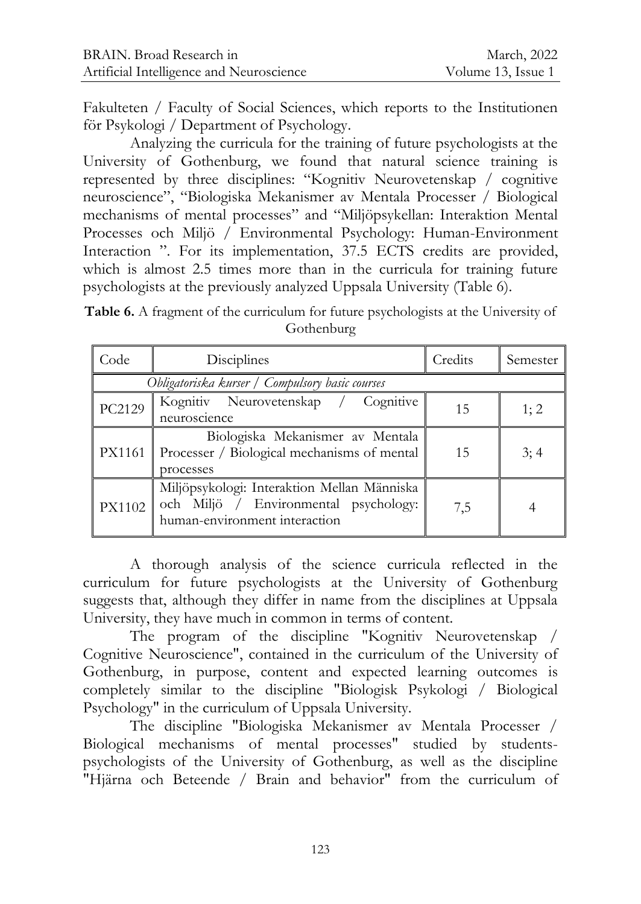Fakulteten / Faculty of Social Sciences, which reports to the Institutionen för Psykologi / Department of Psychology.

Analyzing the curricula for the training of future psychologists at the University of Gothenburg, we found that natural science training is represented by three disciplines: "Kognitiv Neurovetenskap / cognitive neuroscience", "Biologiska Mekanismer av Mentala Processer / Biological mechanisms of mental processes" and "Miljöpsykellan: Interaktion Mental Processes och Miljö / Environmental Psychology: Human-Environment Interaction ". For its implementation, 37.5 ECTS credits are provided, which is almost 2.5 times more than in the curricula for training future psychologists at the previously analyzed Uppsala University (Table 6).

**Table 6.** A fragment of the curriculum for future psychologists at the University of Gothenburg

| Code | Disciplines | Credits | Semester |
|---|---|---|---|
| *Obligatoriska kurser / Compulsory basic courses* | | | |
| PC2129 | Kognitiv Neurovetenskap / Cognitive neuroscience | 15 | 1; 2 |
| PX1161 | Biologiska Mekanismer av Mentala Processer / Biological mechanisms of mental processes | 15 | 3; 4 |
| PX1102 | Miljöpsykologi: Interaktion Mellan Människa och Miljö / Environmental psychology: human-environment interaction | 7,5 | 4 |

A thorough analysis of the science curricula reflected in the curriculum for future psychologists at the University of Gothenburg suggests that, although they differ in name from the disciplines at Uppsala University, they have much in common in terms of content.

The program of the discipline "Kognitiv Neurovetenskap / Cognitive Neuroscience", contained in the curriculum of the University of Gothenburg, in purpose, content and expected learning outcomes is completely similar to the discipline "Biologisk Psykologi / Biological Psychology" in the curriculum of Uppsala University.

The discipline "Biologiska Mekanismer av Mentala Processer / Biological mechanisms of mental processes" studied by students-psychologists of the University of Gothenburg, as well as the discipline "Hjärna och Beteende / Brain and behavior" from the curriculum of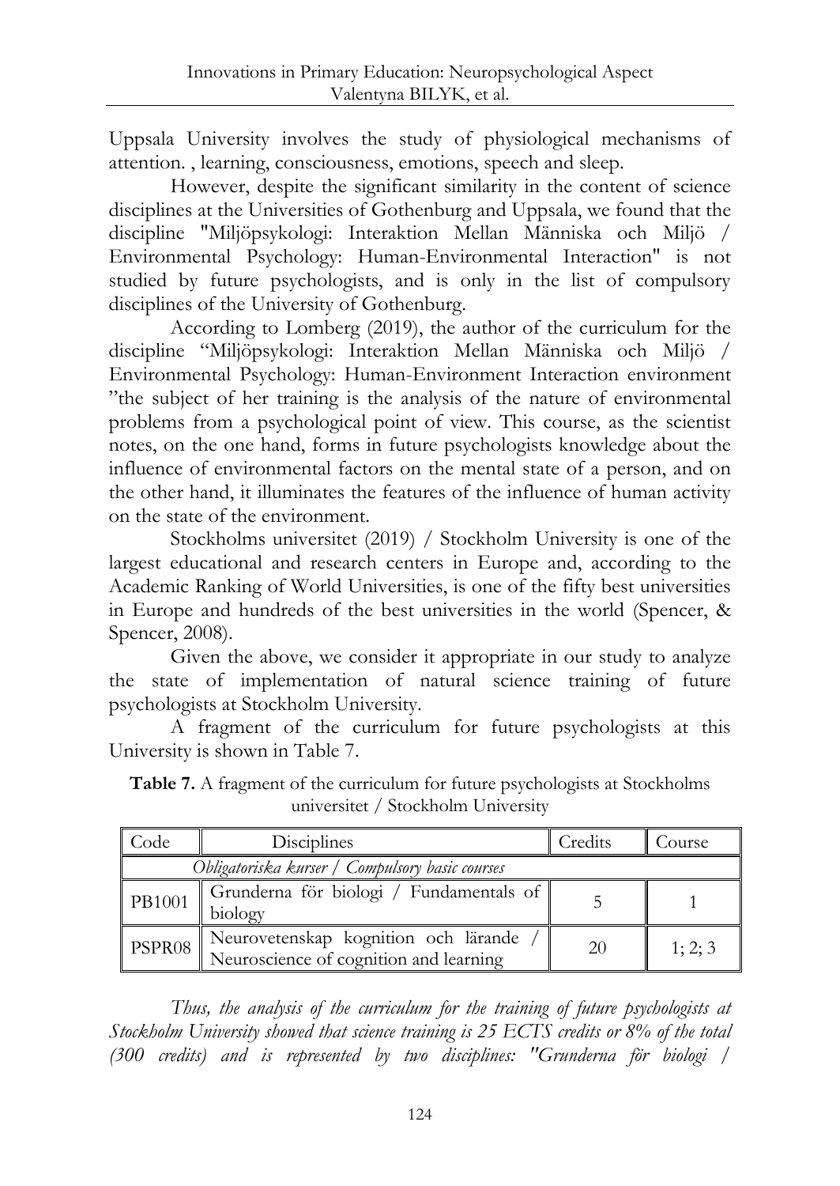Uppsala University involves the study of physiological mechanisms of attention. , learning, consciousness, emotions, speech and sleep.

However, despite the significant similarity in the content of science disciplines at the Universities of Gothenburg and Uppsala, we found that the discipline "Miljöpsykologi: Interaktion Mellan Människa och Miljö / Environmental Psychology: Human-Environmental Interaction" is not studied by future psychologists, and is only in the list of compulsory disciplines of the University of Gothenburg.

According to Lomberg (2019), the author of the curriculum for the discipline "Miljöpsykologi: Interaktion Mellan Människa och Miljö / Environmental Psychology: Human-Environment Interaction environment "the subject of her training is the analysis of the nature of environmental problems from a psychological point of view. This course, as the scientist notes, on the one hand, forms in future psychologists knowledge about the influence of environmental factors on the mental state of a person, and on the other hand, it illuminates the features of the influence of human activity on the state of the environment.

Stockholms universitet (2019) / Stockholm University is one of the largest educational and research centers in Europe and, according to the Academic Ranking of World Universities, is one of the fifty best universities in Europe and hundreds of the best universities in the world (Spencer, & Spencer, 2008).

Given the above, we consider it appropriate in our study to analyze the state of implementation of natural science training of future psychologists at Stockholm University.

A fragment of the curriculum for future psychologists at this University is shown in Table 7.

**Table 7.** A fragment of the curriculum for future psychologists at Stockholms universitet / Stockholm University

| Code | Disciplines | Credits | Course |
|---|---|---|---|
| *Obligatoriska kurser / Compulsory basic courses* | | | |
| PB1001 | Grunderna för biologi / Fundamentals of biology | 5 | 1 |
| PSPR08 | Neurovetenskap kognition och lärande / Neuroscience of cognition and learning | 20 | 1; 2; 3 |

*Thus, the analysis of the curriculum for the training of future psychologists at Stockholm University showed that science training is 25 ECTS credits or 8% of the total (300 credits) and is represented by two disciplines: "Grunderna för biologi /*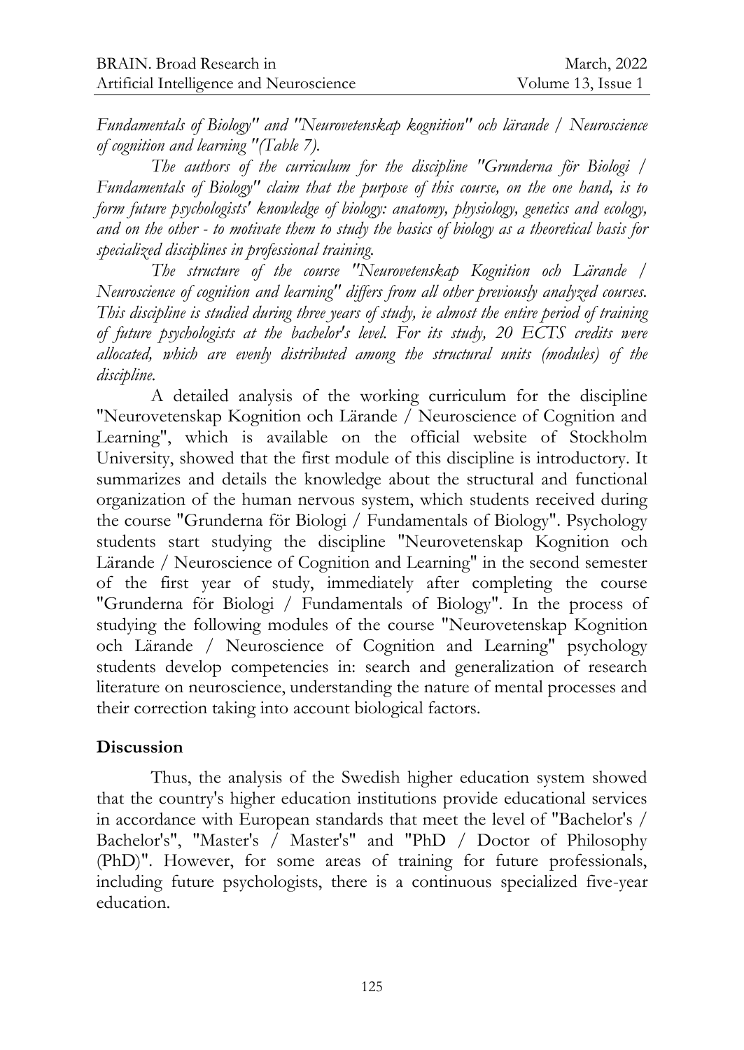*Fundamentals of Biology" and "Neurovetenskap kognition" och lärande / Neuroscience of cognition and learning "(Table 7).*

*The authors of the curriculum for the discipline "Grunderna för Biologi / Fundamentals of Biology" claim that the purpose of this course, on the one hand, is to form future psychologists' knowledge of biology: anatomy, physiology, genetics and ecology, and on the other - to motivate them to study the basics of biology as a theoretical basis for specialized disciplines in professional training.*

*The structure of the course "Neurovetenskap Kognition och Lärande / Neuroscience of cognition and learning" differs from all other previously analyzed courses. This discipline is studied during three years of study, ie almost the entire period of training of future psychologists at the bachelor's level. For its study, 20 ECTS credits were allocated, which are evenly distributed among the structural units (modules) of the discipline.*

A detailed analysis of the working curriculum for the discipline "Neurovetenskap Kognition och Lärande / Neuroscience of Cognition and Learning", which is available on the official website of Stockholm University, showed that the first module of this discipline is introductory. It summarizes and details the knowledge about the structural and functional organization of the human nervous system, which students received during the course "Grunderna för Biologi / Fundamentals of Biology". Psychology students start studying the discipline "Neurovetenskap Kognition och Lärande / Neuroscience of Cognition and Learning" in the second semester of the first year of study, immediately after completing the course "Grunderna för Biologi / Fundamentals of Biology". In the process of studying the following modules of the course "Neurovetenskap Kognition och Lärande / Neuroscience of Cognition and Learning" psychology students develop competencies in: search and generalization of research literature on neuroscience, understanding the nature of mental processes and their correction taking into account biological factors.

## Discussion

Thus, the analysis of the Swedish higher education system showed that the country's higher education institutions provide educational services in accordance with European standards that meet the level of "Bachelor's / Bachelor's", "Master's / Master's" and "PhD / Doctor of Philosophy (PhD)". However, for some areas of training for future professionals, including future psychologists, there is a continuous specialized five-year education.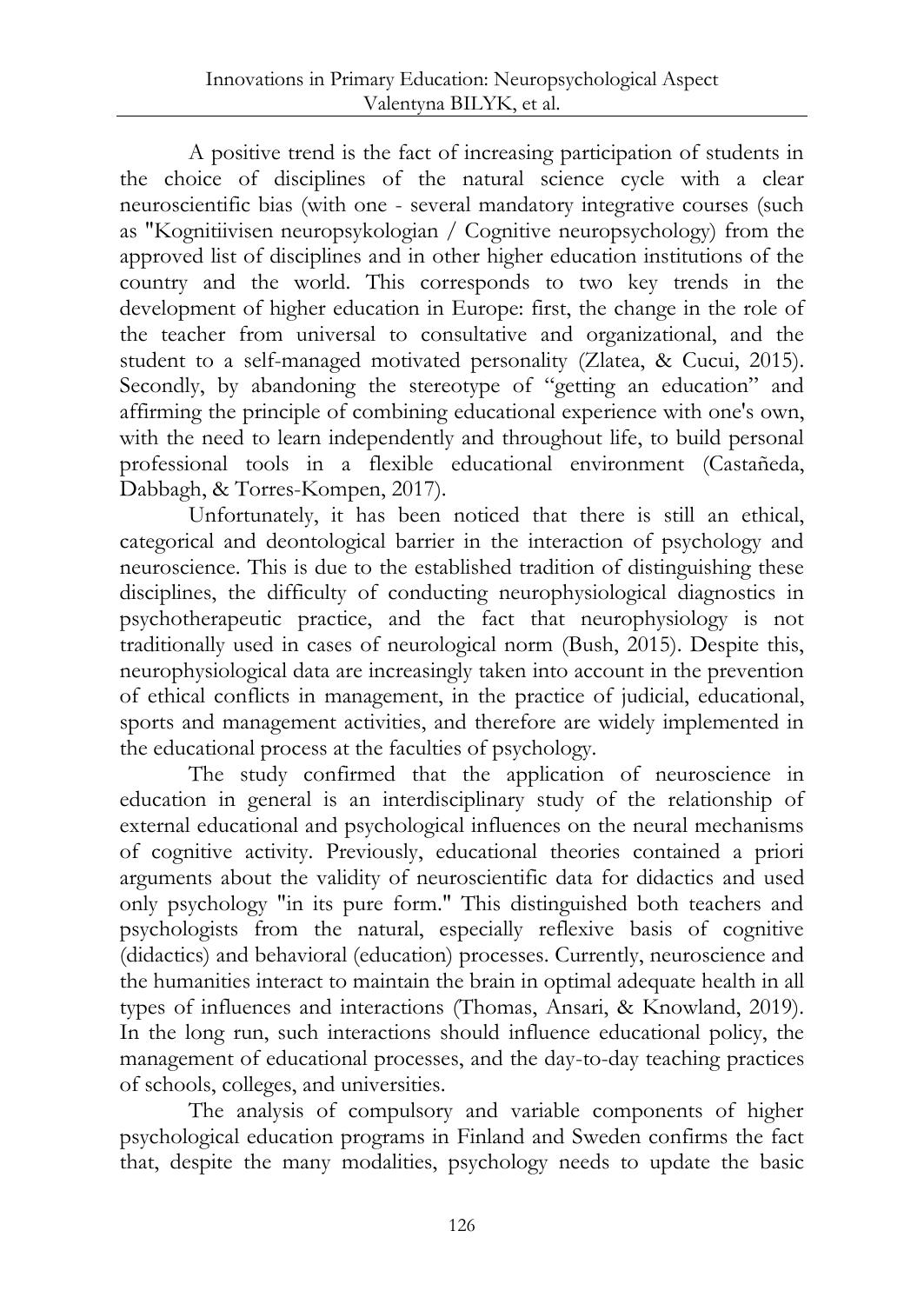A positive trend is the fact of increasing participation of students in the choice of disciplines of the natural science cycle with a clear neuroscientific bias (with one - several mandatory integrative courses (such as "Kognitiivisen neuropsykologian / Cognitive neuropsychology) from the approved list of disciplines and in other higher education institutions of the country and the world. This corresponds to two key trends in the development of higher education in Europe: first, the change in the role of the teacher from universal to consultative and organizational, and the student to a self-managed motivated personality (Zlatea, & Cucui, 2015). Secondly, by abandoning the stereotype of "getting an education" and affirming the principle of combining educational experience with one's own, with the need to learn independently and throughout life, to build personal professional tools in a flexible educational environment (Castañeda, Dabbagh, & Torres-Kompen, 2017).

Unfortunately, it has been noticed that there is still an ethical, categorical and deontological barrier in the interaction of psychology and neuroscience. This is due to the established tradition of distinguishing these disciplines, the difficulty of conducting neurophysiological diagnostics in psychotherapeutic practice, and the fact that neurophysiology is not traditionally used in cases of neurological norm (Bush, 2015). Despite this, neurophysiological data are increasingly taken into account in the prevention of ethical conflicts in management, in the practice of judicial, educational, sports and management activities, and therefore are widely implemented in the educational process at the faculties of psychology.

The study confirmed that the application of neuroscience in education in general is an interdisciplinary study of the relationship of external educational and psychological influences on the neural mechanisms of cognitive activity. Previously, educational theories contained a priori arguments about the validity of neuroscientific data for didactics and used only psychology "in its pure form." This distinguished both teachers and psychologists from the natural, especially reflexive basis of cognitive (didactics) and behavioral (education) processes. Currently, neuroscience and the humanities interact to maintain the brain in optimal adequate health in all types of influences and interactions (Thomas, Ansari, & Knowland, 2019). In the long run, such interactions should influence educational policy, the management of educational processes, and the day-to-day teaching practices of schools, colleges, and universities.

The analysis of compulsory and variable components of higher psychological education programs in Finland and Sweden confirms the fact that, despite the many modalities, psychology needs to update the basic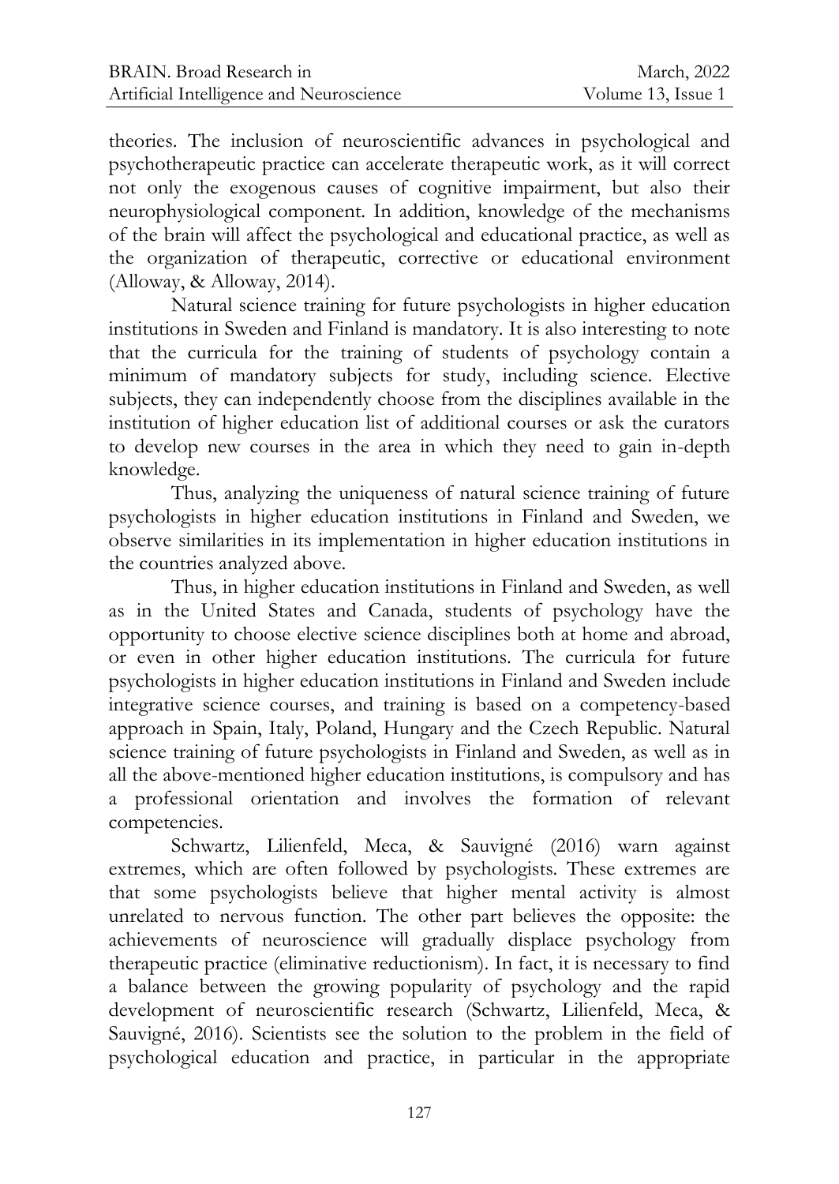theories. The inclusion of neuroscientific advances in psychological and psychotherapeutic practice can accelerate therapeutic work, as it will correct not only the exogenous causes of cognitive impairment, but also their neurophysiological component. In addition, knowledge of the mechanisms of the brain will affect the psychological and educational practice, as well as the organization of therapeutic, corrective or educational environment (Alloway, & Alloway, 2014).

Natural science training for future psychologists in higher education institutions in Sweden and Finland is mandatory. It is also interesting to note that the curricula for the training of students of psychology contain a minimum of mandatory subjects for study, including science. Elective subjects, they can independently choose from the disciplines available in the institution of higher education list of additional courses or ask the curators to develop new courses in the area in which they need to gain in-depth knowledge.

Thus, analyzing the uniqueness of natural science training of future psychologists in higher education institutions in Finland and Sweden, we observe similarities in its implementation in higher education institutions in the countries analyzed above.

Thus, in higher education institutions in Finland and Sweden, as well as in the United States and Canada, students of psychology have the opportunity to choose elective science disciplines both at home and abroad, or even in other higher education institutions. The curricula for future psychologists in higher education institutions in Finland and Sweden include integrative science courses, and training is based on a competency-based approach in Spain, Italy, Poland, Hungary and the Czech Republic. Natural science training of future psychologists in Finland and Sweden, as well as in all the above-mentioned higher education institutions, is compulsory and has a professional orientation and involves the formation of relevant competencies.

Schwartz, Lilienfeld, Meca, & Sauvigné (2016) warn against extremes, which are often followed by psychologists. These extremes are that some psychologists believe that higher mental activity is almost unrelated to nervous function. The other part believes the opposite: the achievements of neuroscience will gradually displace psychology from therapeutic practice (eliminative reductionism). In fact, it is necessary to find a balance between the growing popularity of psychology and the rapid development of neuroscientific research (Schwartz, Lilienfeld, Meca, & Sauvigné, 2016). Scientists see the solution to the problem in the field of psychological education and practice, in particular in the appropriate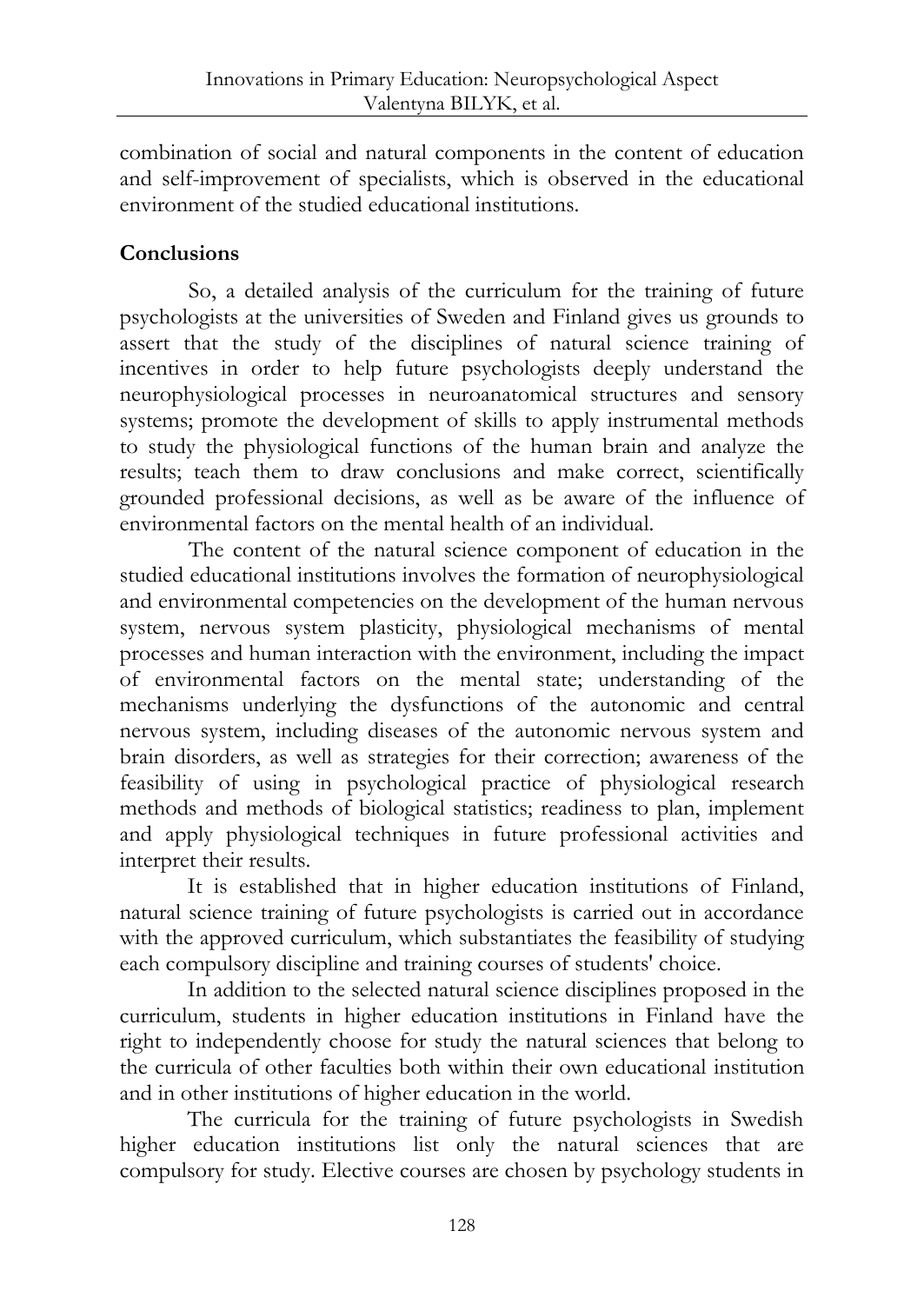combination of social and natural components in the content of education and self-improvement of specialists, which is observed in the educational environment of the studied educational institutions.

## Conclusions

So, a detailed analysis of the curriculum for the training of future psychologists at the universities of Sweden and Finland gives us grounds to assert that the study of the disciplines of natural science training of incentives in order to help future psychologists deeply understand the neurophysiological processes in neuroanatomical structures and sensory systems; promote the development of skills to apply instrumental methods to study the physiological functions of the human brain and analyze the results; teach them to draw conclusions and make correct, scientifically grounded professional decisions, as well as be aware of the influence of environmental factors on the mental health of an individual.

The content of the natural science component of education in the studied educational institutions involves the formation of neurophysiological and environmental competencies on the development of the human nervous system, nervous system plasticity, physiological mechanisms of mental processes and human interaction with the environment, including the impact of environmental factors on the mental state; understanding of the mechanisms underlying the dysfunctions of the autonomic and central nervous system, including diseases of the autonomic nervous system and brain disorders, as well as strategies for their correction; awareness of the feasibility of using in psychological practice of physiological research methods and methods of biological statistics; readiness to plan, implement and apply physiological techniques in future professional activities and interpret their results.

It is established that in higher education institutions of Finland, natural science training of future psychologists is carried out in accordance with the approved curriculum, which substantiates the feasibility of studying each compulsory discipline and training courses of students' choice.

In addition to the selected natural science disciplines proposed in the curriculum, students in higher education institutions in Finland have the right to independently choose for study the natural sciences that belong to the curricula of other faculties both within their own educational institution and in other institutions of higher education in the world.

The curricula for the training of future psychologists in Swedish higher education institutions list only the natural sciences that are compulsory for study. Elective courses are chosen by psychology students in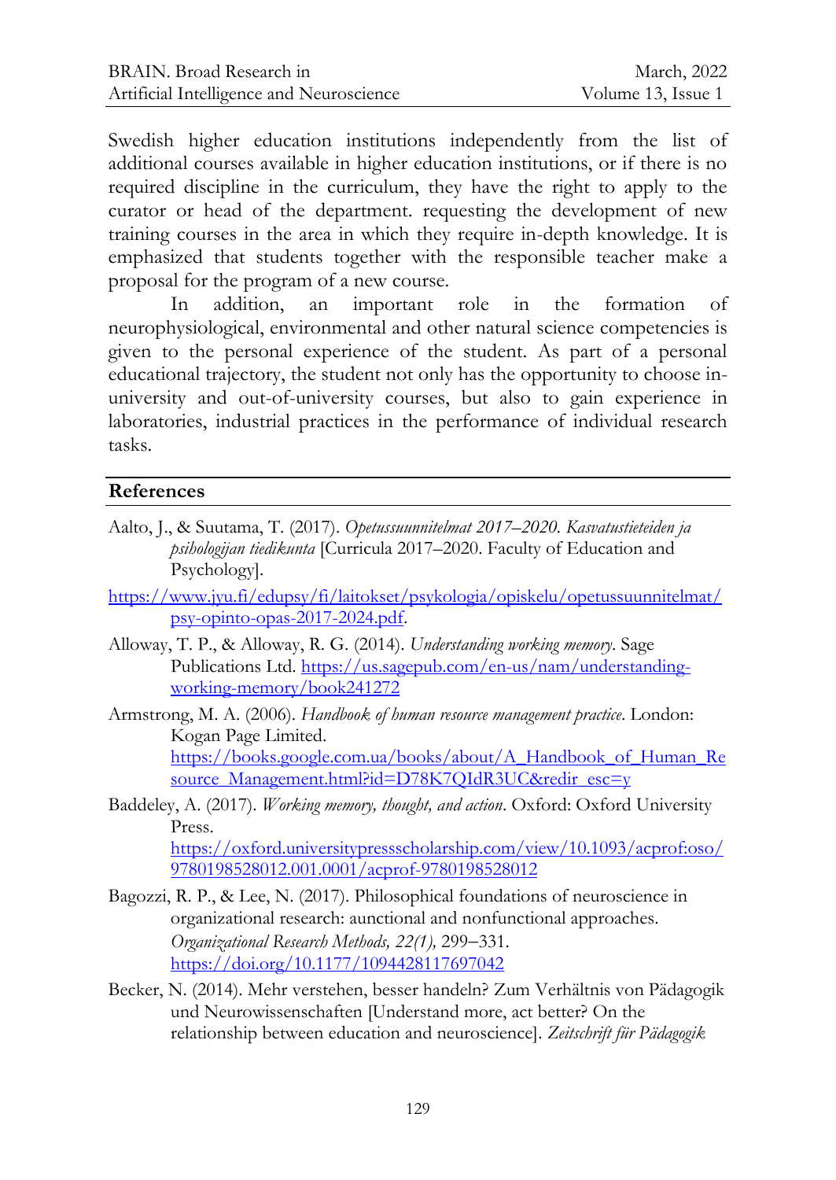Swedish higher education institutions independently from the list of additional courses available in higher education institutions, or if there is no required discipline in the curriculum, they have the right to apply to the curator or head of the department. requesting the development of new training courses in the area in which they require in-depth knowledge. It is emphasized that students together with the responsible teacher make a proposal for the program of a new course.

In addition, an important role in the formation of neurophysiological, environmental and other natural science competencies is given to the personal experience of the student. As part of a personal educational trajectory, the student not only has the opportunity to choose in-university and out-of-university courses, but also to gain experience in laboratories, industrial practices in the performance of individual research tasks.

## References

Aalto, J., & Suutama, T. (2017). *Opetussuunnitelmat 2017–2020. Kasvatustieteiden ja psihologijan tiedikunta* [Curricula 2017–2020. Faculty of Education and Psychology]. https://www.jyu.fi/edupsy/fi/laitokset/psykologia/opiskelu/opetussuunnitelmat/psy-opinto-opas-2017-2024.pdf.

Alloway, T. P., & Alloway, R. G. (2014). *Understanding working memory*. Sage Publications Ltd. https://us.sagepub.com/en-us/nam/understanding-working-memory/book241272

Armstrong, M. A. (2006). *Handbook of human resource management practice*. London: Kogan Page Limited. https://books.google.com.ua/books/about/A_Handbook_of_Human_Resource_Management.html?id=D78K7QIdR3UC&redir_esc=y

Baddeley, A. (2017). *Working memory, thought, and action*. Oxford: Oxford University Press. https://oxford.universitypressscholarship.com/view/10.1093/acprof:oso/9780198528012.001.0001/acprof-9780198528012

Bagozzi, R. P., & Lee, N. (2017). Philosophical foundations of neuroscience in organizational research: aunctional and nonfunctional approaches. *Organizational Research Methods, 22(1),* 299–331. https://doi.org/10.1177/1094428117697042

Becker, N. (2014). Mehr verstehen, besser handeln? Zum Verhältnis von Pädagogik und Neurowissenschaften [Understand more, act better? On the relationship between education and neuroscience]. *Zeitschrift für Pädagogik*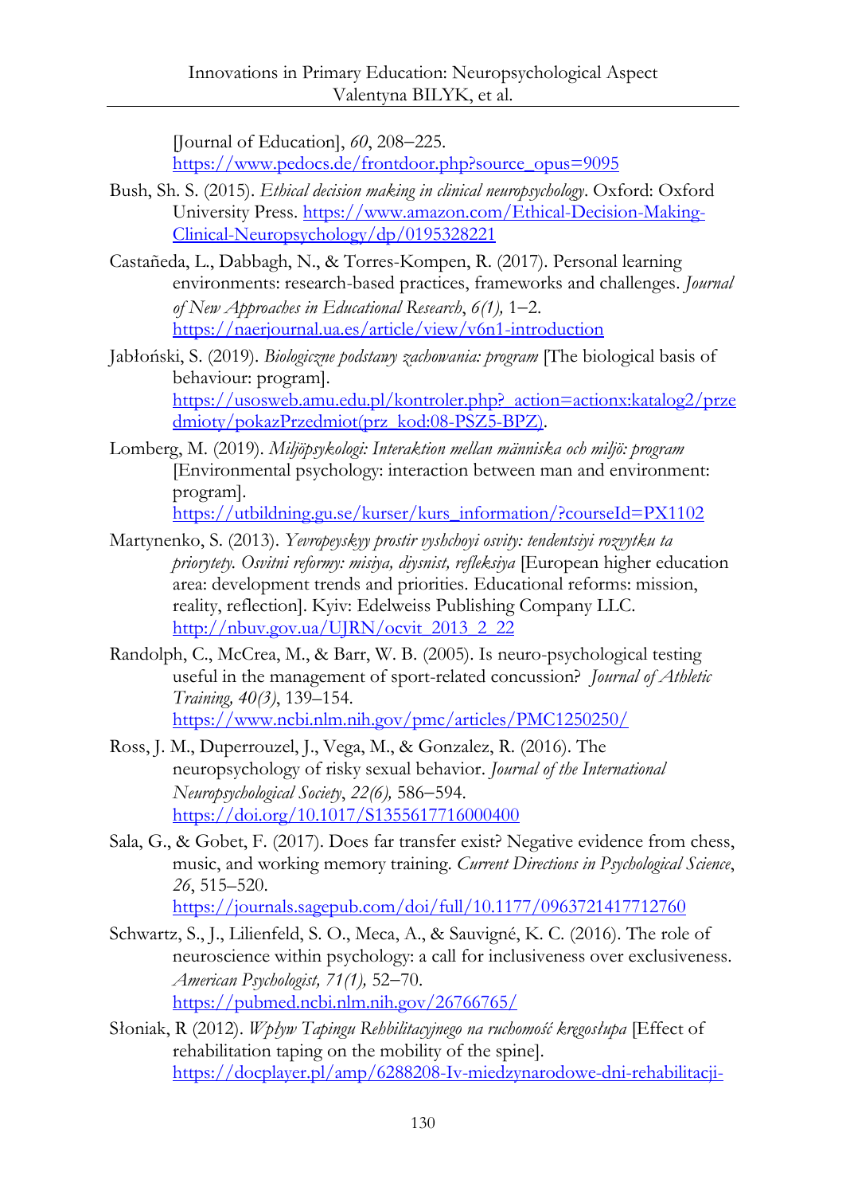[Journal of Education], *60*, 208–225. https://www.pedocs.de/frontdoor.php?source_opus=9095

Bush, Sh. S. (2015). *Ethical decision making in clinical neuropsychology*. Oxford: Oxford University Press. https://www.amazon.com/Ethical-Decision-Making-Clinical-Neuropsychology/dp/0195328221

Castañeda, L., Dabbagh, N., & Torres-Kompen, R. (2017). Personal learning environments: research-based practices, frameworks and challenges. *Journal of New Approaches in Educational Research*, *6(1),* 1–2. https://naerjournal.ua.es/article/view/v6n1-introduction

Jabłoński, S. (2019). *Biologiczne podstawy zachowania: program* [The biological basis of behaviour: program]. https://usosweb.amu.edu.pl/kontroler.php?_action=actionx:katalog2/przedmioty/pokazPrzedmiot(prz_kod:08-PSZ5-BPZ).

Lomberg, M. (2019). *Miljöpsykologi: Interaktion mellan människa och miljö: program* [Environmental psychology: interaction between man and environment: program]. https://utbildning.gu.se/kurser/kurs_information/?courseId=PX1102

Martynenko, S. (2013). *Yevropeyskyy prostir vyshchoyi osvity: tendentsiyi rozvytku ta priorytety. Osvitni reformy: misiya, diysnist, refleksiya* [European higher education area: development trends and priorities. Educational reforms: mission, reality, reflection]. Kyiv: Edelweiss Publishing Company LLC. http://nbuv.gov.ua/UJRN/ocvit_2013_2_22

Randolph, C., McCrea, M., & Barr, W. B. (2005). Is neuro-psychological testing useful in the management of sport-related concussion? *Journal of Athletic Training, 40(3)*, 139–154. https://www.ncbi.nlm.nih.gov/pmc/articles/PMC1250250/

Ross, J. M., Duperrouzel, J., Vega, M., & Gonzalez, R. (2016). The neuropsychology of risky sexual behavior. *Journal of the International Neuropsychological Society*, *22(6),* 586–594. https://doi.org/10.1017/S1355617716000400

Sala, G., & Gobet, F. (2017). Does far transfer exist? Negative evidence from chess, music, and working memory training. *Current Directions in Psychological Science*, *26*, 515–520. https://journals.sagepub.com/doi/full/10.1177/0963721417712760

Schwartz, S., J., Lilienfeld, S. O., Meca, A., & Sauvigné, K. C. (2016). The role of neuroscience within psychology: a call for inclusiveness over exclusiveness. *American Psychologist, 71(1),* 52–70. https://pubmed.ncbi.nlm.nih.gov/26766765/

Słoniak, R (2012). *Wpływ Tapingu Rehbilitacyjnego na ruchomość kręgosłupa* [Effect of rehabilitation taping on the mobility of the spine]. https://docplayer.pl/amp/6288208-Iv-miedzynarodowe-dni-rehabilitacji-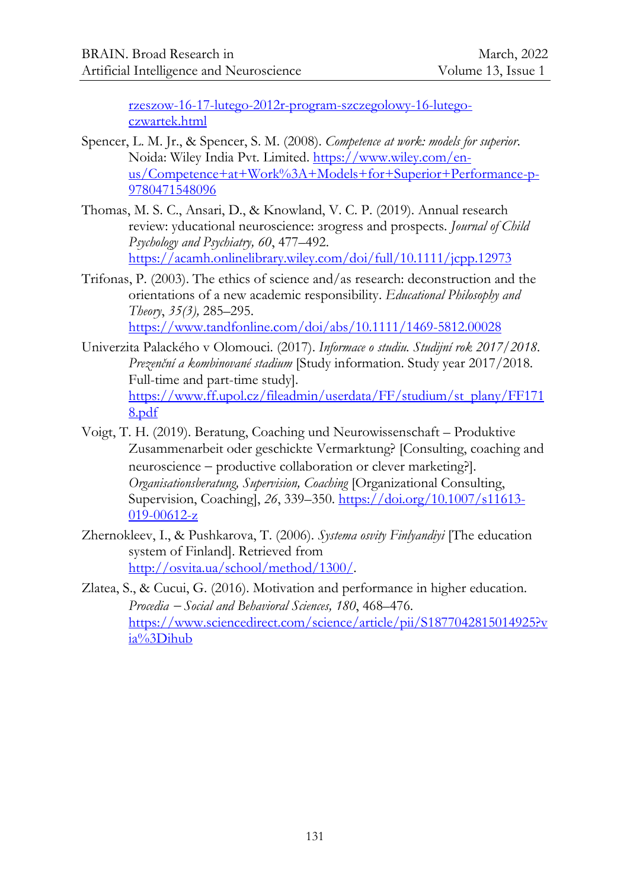rzeszow-16-17-lutego-2012r-program-szczegolowy-16-lutego-czwartek.html

Spencer, L. M. Jr., & Spencer, S. M. (2008). *Competence at work: models for superior*. Noida: Wiley India Pvt. Limited. https://www.wiley.com/en-us/Competence+at+Work%3A+Models+for+Superior+Performance-p-9780471548096

Thomas, M. S. C., Ansari, D., & Knowland, V. C. P. (2019). Annual research review: yducational neuroscience: зrogress and prospects. *Journal of Child Psychology and Psychiatry, 60*, 477–492. https://acamh.onlinelibrary.wiley.com/doi/full/10.1111/jcpp.12973

Trifonas, P. (2003). The ethics of science and/as research: deconstruction and the orientations of a new academic responsibility. *Educational Philosophy and Theory*, *35(3),* 285–295. https://www.tandfonline.com/doi/abs/10.1111/1469-5812.00028

Univerzita Palackého v Olomouci. (2017). *Informace o studiu. Studijní rok 2017/2018. Prezenční a kombinované stadium* [Study information. Study year 2017/2018. Full-time and part-time study]. https://www.ff.upol.cz/fileadmin/userdata/FF/studium/st_plany/FF1718.pdf

Voigt, T. H. (2019). Beratung, Coaching und Neurowissenschaft – Produktive Zusammenarbeit oder geschickte Vermarktung? [Consulting, coaching and neuroscience – productive collaboration or clever marketing?]. *Organisationsberatung, Supervision, Coaching* [Organizational Consulting, Supervision, Coaching], *26*, 339–350. https://doi.org/10.1007/s11613-019-00612-z

Zhernokleev, I., & Pushkarova, T. (2006). *Systema osvity Finlyandiyi* [The education system of Finland]. Retrieved from http://osvita.ua/school/method/1300/.

Zlatea, S., & Cucui, G. (2016). Motivation and performance in higher education. *Procedia – Social and Behavioral Sciences, 180*, 468–476. https://www.sciencedirect.com/science/article/pii/S1877042815014925?via%3Dihub